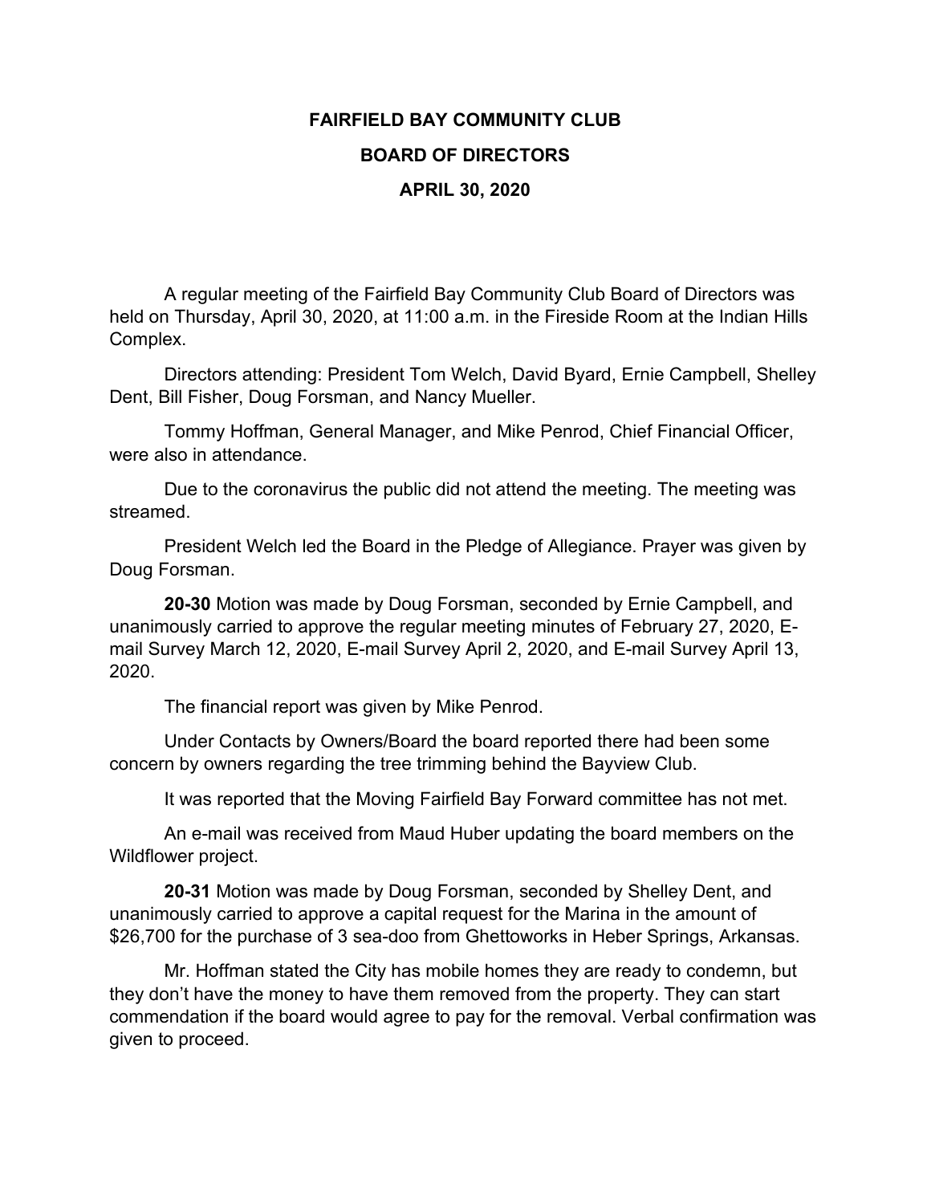# FAIRFIELD BAY COMMUNITY CLUB

## BOARD OF DIRECTORS

### APRIL 30, 2020

A regular meeting of the Fairfield Bay Community Club Board of Directors was held on Thursday, April 30, 2020, at 11:00 a.m. in the Fireside Room at the Indian Hills Complex.

Directors attending: President Tom Welch, David Byard, Ernie Campbell, Shelley Dent, Bill Fisher, Doug Forsman, and Nancy Mueller.

Tommy Hoffman, General Manager, and Mike Penrod, Chief Financial Officer, were also in attendance.

Due to the coronavirus the public did not attend the meeting. The meeting was streamed.

President Welch led the Board in the Pledge of Allegiance. Prayer was given by Doug Forsman.

**20-30** Motion was made by Doug Forsman, seconded by Ernie Campbell, and unanimously carried to approve the regular meeting minutes of February 27, 2020, E-mail Survey March 12, 2020, E-mail Survey April 2, 2020, and E-mail Survey April 13, 2020.

The financial report was given by Mike Penrod.

Under Contacts by Owners/Board the board reported there had been some concern by owners regarding the tree trimming behind the Bayview Club.

It was reported that the Moving Fairfield Bay Forward committee has not met.

An e-mail was received from Maud Huber updating the board members on the Wildflower project.

**20-31** Motion was made by Doug Forsman, seconded by Shelley Dent, and unanimously carried to approve a capital request for the Marina in the amount of $26,700 for the purchase of 3 sea-doo from Ghettoworks in Heber Springs, Arkansas.

Mr. Hoffman stated the City has mobile homes they are ready to condemn, but they don't have the money to have them removed from the property. They can start commendation if the board would agree to pay for the removal. Verbal confirmation was given to proceed.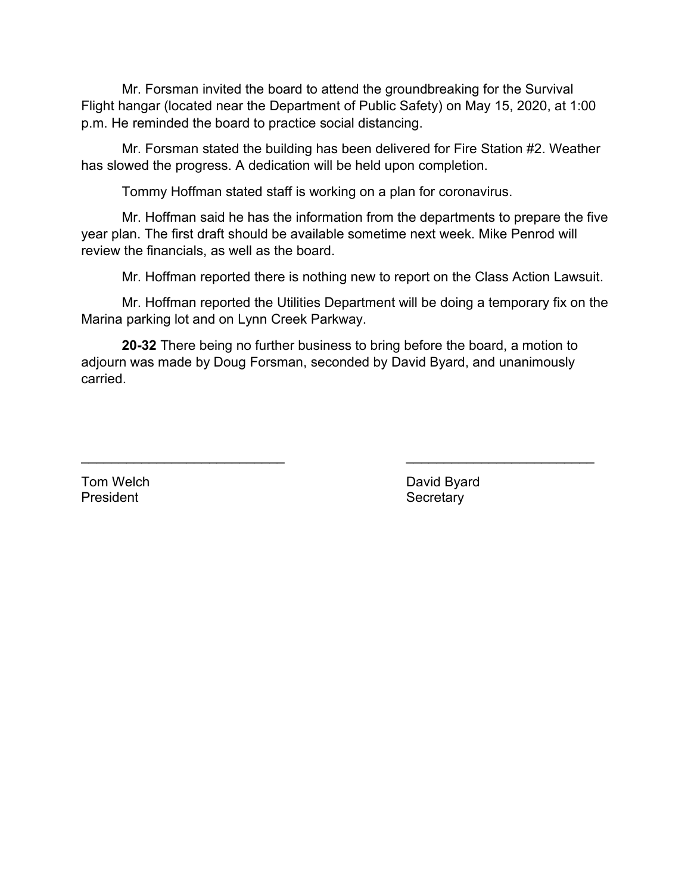Mr. Forsman invited the board to attend the groundbreaking for the Survival Flight hangar (located near the Department of Public Safety) on May 15, 2020, at 1:00 p.m. He reminded the board to practice social distancing.

Mr. Forsman stated the building has been delivered for Fire Station #2. Weather has slowed the progress. A dedication will be held upon completion.

Tommy Hoffman stated staff is working on a plan for coronavirus.

Mr. Hoffman said he has the information from the departments to prepare the five year plan. The first draft should be available sometime next week. Mike Penrod will review the financials, as well as the board.

Mr. Hoffman reported there is nothing new to report on the Class Action Lawsuit.

Mr. Hoffman reported the Utilities Department will be doing a temporary fix on the Marina parking lot and on Lynn Creek Parkway.

**20-32** There being no further business to bring before the board, a motion to adjourn was made by Doug Forsman, seconded by David Byard, and unanimously carried.

\_\_\_\_\_\_\_\_\_\_\_\_\_\_\_\_\_\_\_\_\_\_\_\_\_\_\_\_

Tom Welch
President

\_\_\_\_\_\_\_\_\_\_\_\_\_\_\_\_\_\_\_\_\_\_\_\_\_\_\_\_

David Byard
Secretary